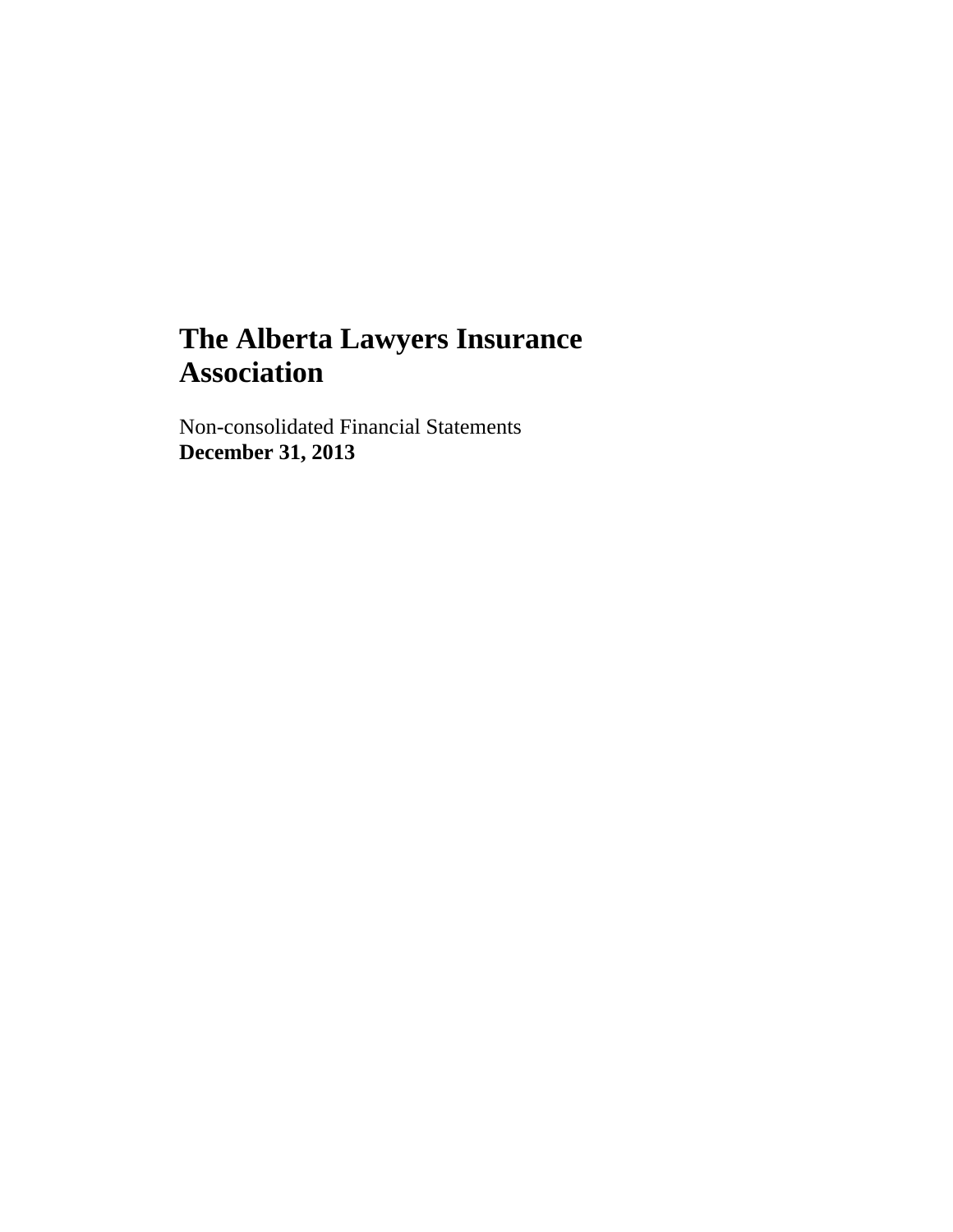# The Alberta Lawyers Insurance Association

Non-consolidated Financial Statements
**December 31, 2013**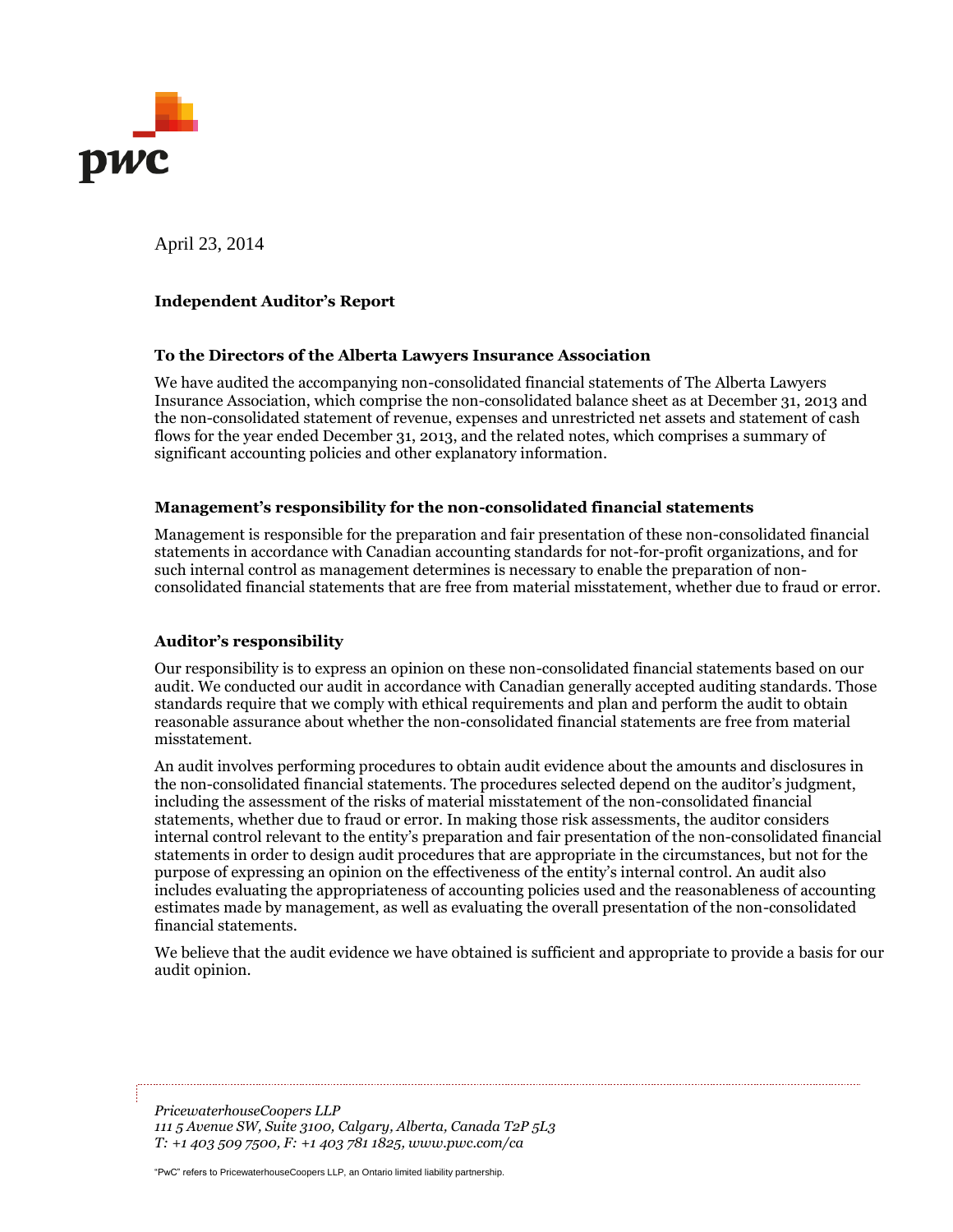April 23, 2014

**Independent Auditor's Report**

**To the Directors of the Alberta Lawyers Insurance Association**

We have audited the accompanying non-consolidated financial statements of The Alberta Lawyers Insurance Association, which comprise the non-consolidated balance sheet as at December 31, 2013 and the non-consolidated statement of revenue, expenses and unrestricted net assets and statement of cash flows for the year ended December 31, 2013, and the related notes, which comprises a summary of significant accounting policies and other explanatory information.

**Management's responsibility for the non-consolidated financial statements**

Management is responsible for the preparation and fair presentation of these non-consolidated financial statements in accordance with Canadian accounting standards for not-for-profit organizations, and for such internal control as management determines is necessary to enable the preparation of non-consolidated financial statements that are free from material misstatement, whether due to fraud or error.

**Auditor's responsibility**

Our responsibility is to express an opinion on these non-consolidated financial statements based on our audit. We conducted our audit in accordance with Canadian generally accepted auditing standards. Those standards require that we comply with ethical requirements and plan and perform the audit to obtain reasonable assurance about whether the non-consolidated financial statements are free from material misstatement.

An audit involves performing procedures to obtain audit evidence about the amounts and disclosures in the non-consolidated financial statements. The procedures selected depend on the auditor's judgment, including the assessment of the risks of material misstatement of the non-consolidated financial statements, whether due to fraud or error. In making those risk assessments, the auditor considers internal control relevant to the entity's preparation and fair presentation of the non-consolidated financial statements in order to design audit procedures that are appropriate in the circumstances, but not for the purpose of expressing an opinion on the effectiveness of the entity's internal control. An audit also includes evaluating the appropriateness of accounting policies used and the reasonableness of accounting estimates made by management, as well as evaluating the overall presentation of the non-consolidated financial statements.

We believe that the audit evidence we have obtained is sufficient and appropriate to provide a basis for our audit opinion.

*PricewaterhouseCoopers LLP*
*111 5 Avenue SW, Suite 3100, Calgary, Alberta, Canada T2P 5L3*
*T: +1 403 509 7500, F: +1 403 781 1825, www.pwc.com/ca*

"PwC" refers to PricewaterhouseCoopers LLP, an Ontario limited liability partnership.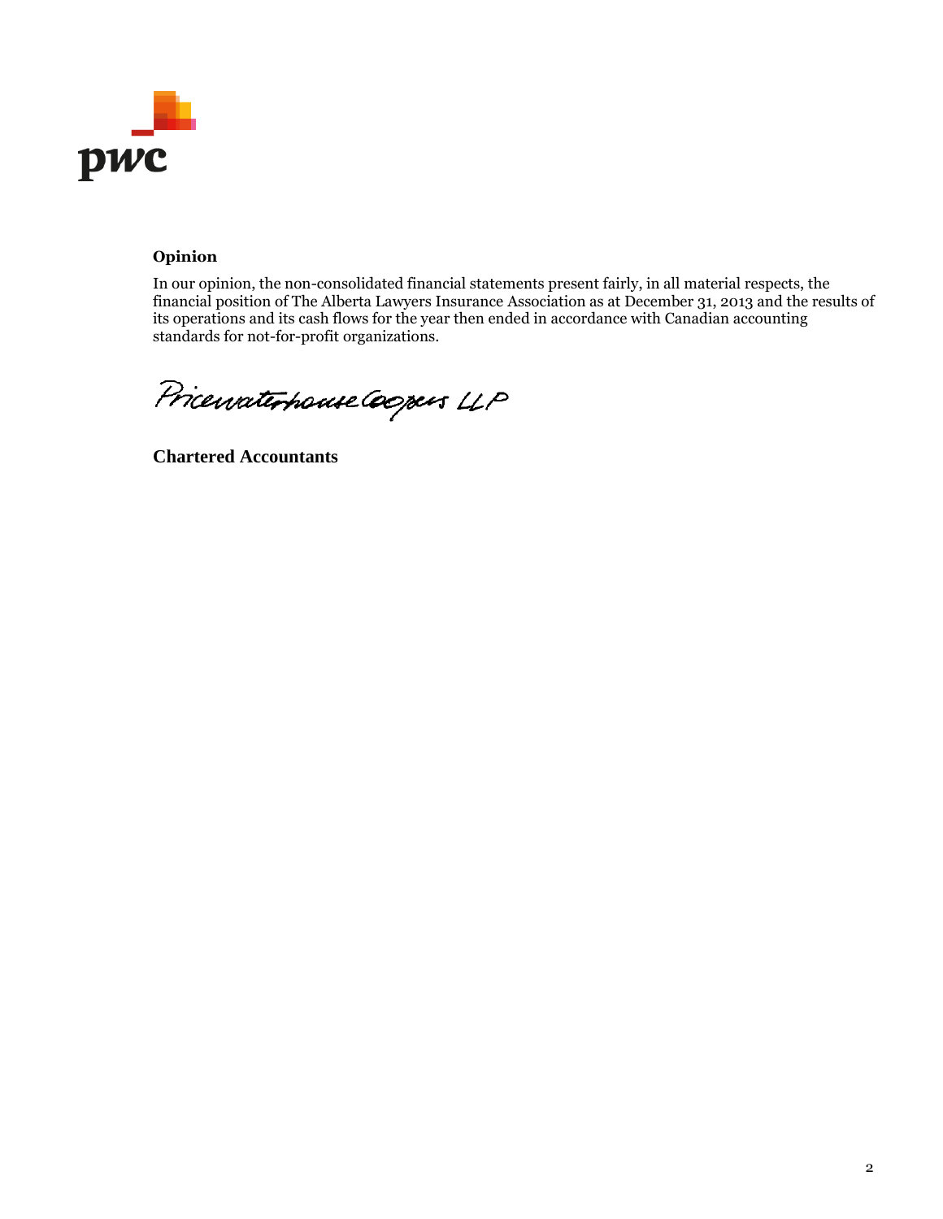**Opinion**

In our opinion, the non-consolidated financial statements present fairly, in all material respects, the financial position of The Alberta Lawyers Insurance Association as at December 31, 2013 and the results of its operations and its cash flows for the year then ended in accordance with Canadian accounting standards for not-for-profit organizations.

PricewaterhouseCoopers LLP

**Chartered Accountants**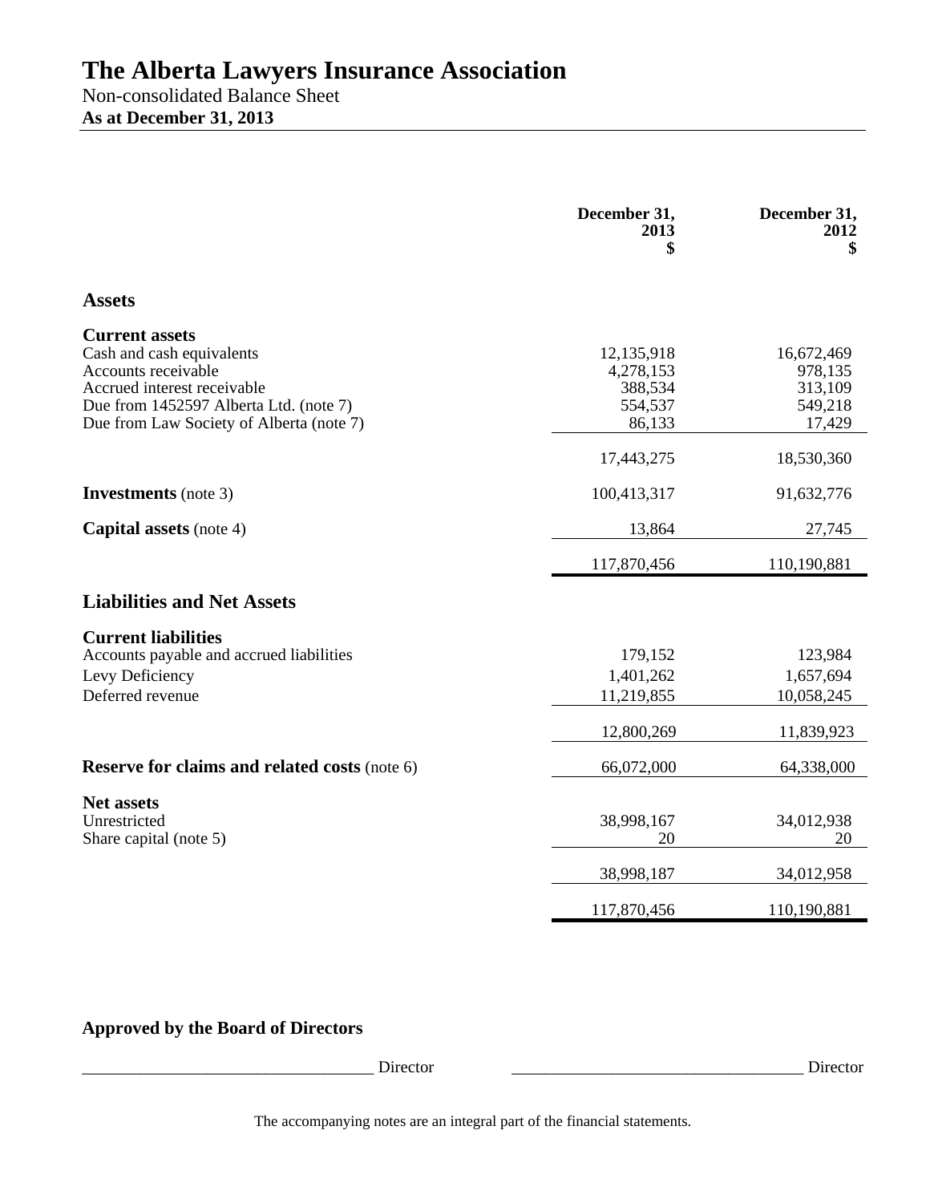# The Alberta Lawyers Insurance Association

Non-consolidated Balance Sheet

**As at December 31, 2013**

| | December 31, 2013 $ | December 31, 2012 $ |
|---|---|---|
| **Assets** | | |
| **Current assets** | | |
| Cash and cash equivalents | 12,135,918 | 16,672,469 |
| Accounts receivable | 4,278,153 | 978,135 |
| Accrued interest receivable | 388,534 | 313,109 |
| Due from 1452597 Alberta Ltd. (note 7) | 554,537 | 549,218 |
| Due from Law Society of Alberta (note 7) | 86,133 | 17,429 |
| | 17,443,275 | 18,530,360 |
| **Investments** (note 3) | 100,413,317 | 91,632,776 |
| **Capital assets** (note 4) | 13,864 | 27,745 |
| | 117,870,456 | 110,190,881 |
| **Liabilities and Net Assets** | | |
| **Current liabilities** | | |
| Accounts payable and accrued liabilities | 179,152 | 123,984 |
| Levy Deficiency | 1,401,262 | 1,657,694 |
| Deferred revenue | 11,219,855 | 10,058,245 |
| | 12,800,269 | 11,839,923 |
| **Reserve for claims and related costs** (note 6) | 66,072,000 | 64,338,000 |
| **Net assets** | | |
| Unrestricted | 38,998,167 | 34,012,938 |
| Share capital (note 5) | 20 | 20 |
| | 38,998,187 | 34,012,958 |
| | 117,870,456 | 110,190,881 |

**Approved by the Board of Directors**

___________________________________ Director ___________________________________ Director

The accompanying notes are an integral part of the financial statements.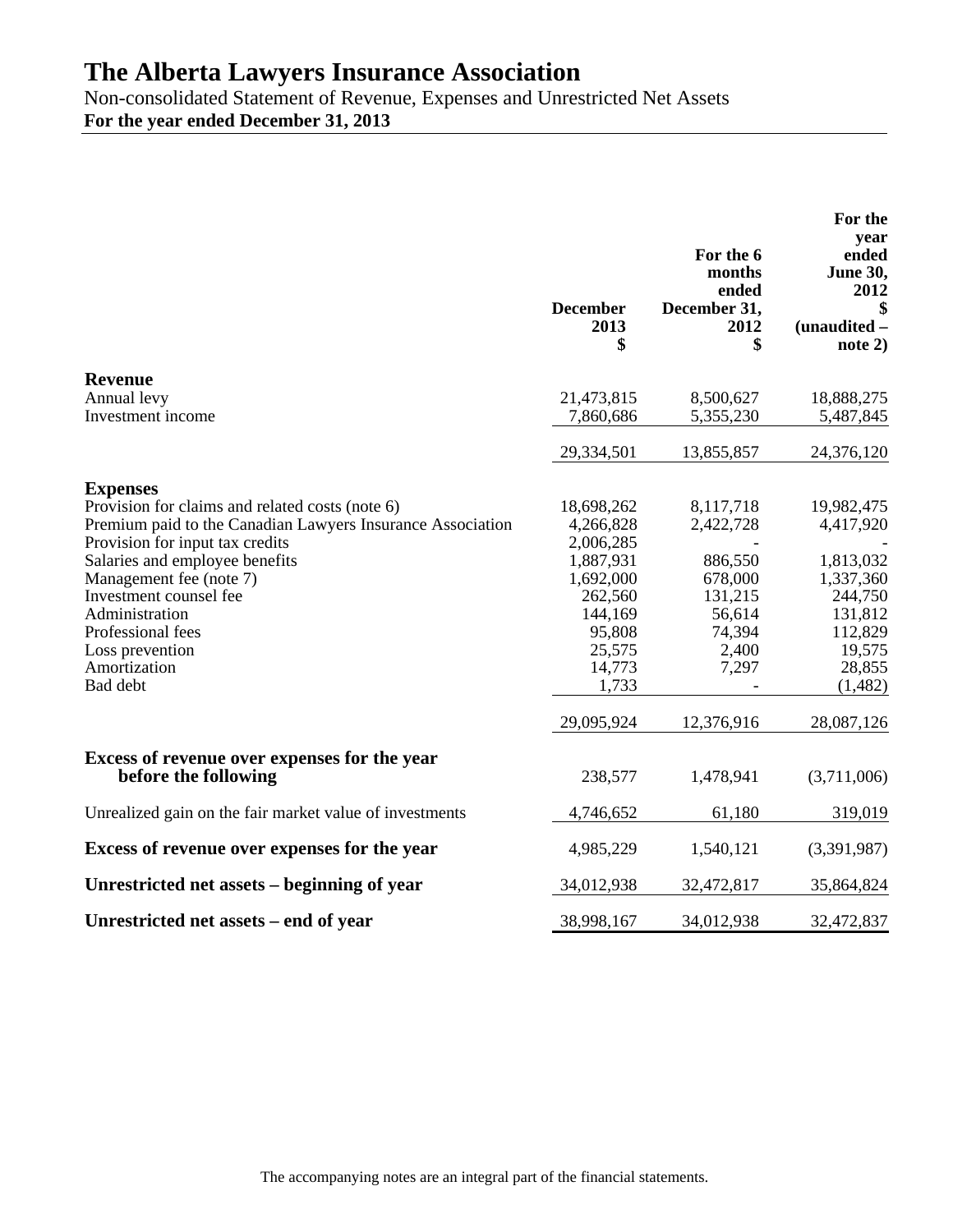# The Alberta Lawyers Insurance Association

Non-consolidated Statement of Revenue, Expenses and Unrestricted Net Assets

**For the year ended December 31, 2013**

| | December 2013 $ | For the 6 months ended December 31, 2012 $ | For the year ended June 30, 2012 $ (unaudited – note 2) |
|---|---|---|---|
| **Revenue** | | | |
| Annual levy | 21,473,815 | 8,500,627 | 18,888,275 |
| Investment income | 7,860,686 | 5,355,230 | 5,487,845 |
| | 29,334,501 | 13,855,857 | 24,376,120 |
| **Expenses** | | | |
| Provision for claims and related costs (note 6) | 18,698,262 | 8,117,718 | 19,982,475 |
| Premium paid to the Canadian Lawyers Insurance Association | 4,266,828 | 2,422,728 | 4,417,920 |
| Provision for input tax credits | 2,006,285 | - | - |
| Salaries and employee benefits | 1,887,931 | 886,550 | 1,813,032 |
| Management fee (note 7) | 1,692,000 | 678,000 | 1,337,360 |
| Investment counsel fee | 262,560 | 131,215 | 244,750 |
| Administration | 144,169 | 56,614 | 131,812 |
| Professional fees | 95,808 | 74,394 | 112,829 |
| Loss prevention | 25,575 | 2,400 | 19,575 |
| Amortization | 14,773 | 7,297 | 28,855 |
| Bad debt | 1,733 | - | (1,482) |
| | 29,095,924 | 12,376,916 | 28,087,126 |
| **Excess of revenue over expenses for the year before the following** | 238,577 | 1,478,941 | (3,711,006) |
| Unrealized gain on the fair market value of investments | 4,746,652 | 61,180 | 319,019 |
| **Excess of revenue over expenses for the year** | 4,985,229 | 1,540,121 | (3,391,987) |
| **Unrestricted net assets – beginning of year** | 34,012,938 | 32,472,817 | 35,864,824 |
| **Unrestricted net assets – end of year** | 38,998,167 | 34,012,938 | 32,472,837 |

The accompanying notes are an integral part of the financial statements.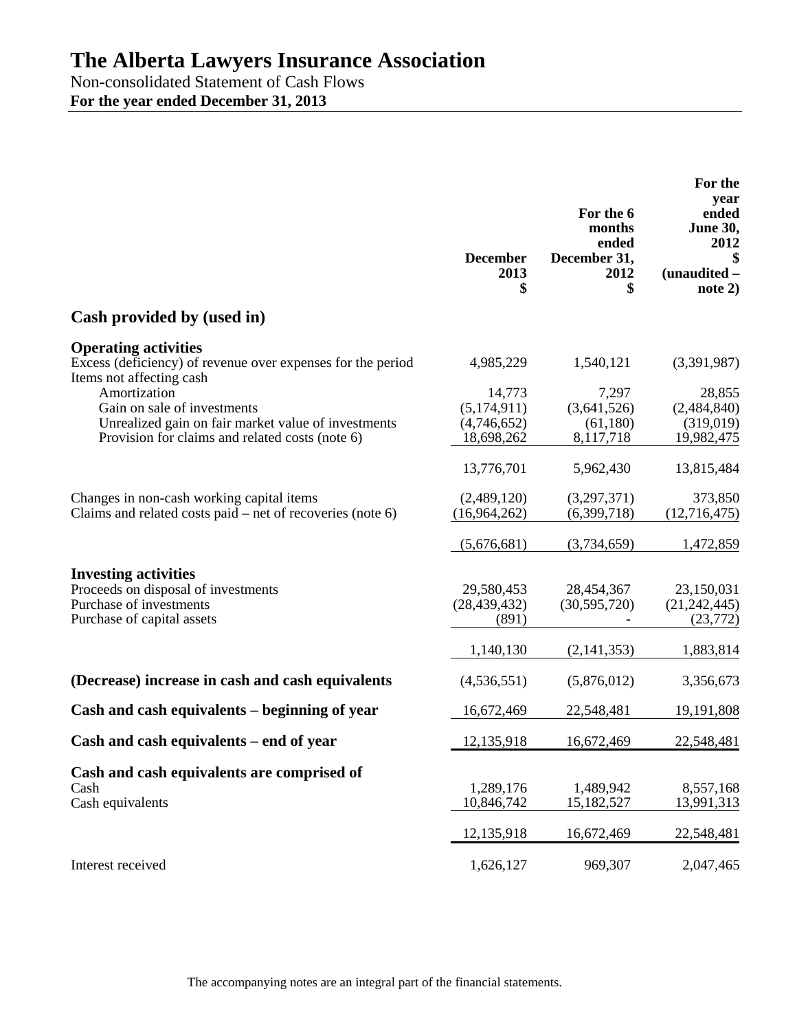# The Alberta Lawyers Insurance Association

Non-consolidated Statement of Cash Flows

**For the year ended December 31, 2013**

| | December 2013 $ | For the 6 months ended December 31, 2012 $ | For the year ended June 30, 2012 $ (unaudited – note 2) |
|---|---|---|---|
| **Cash provided by (used in)** | | | |
| **Operating activities** | | | |
| Excess (deficiency) of revenue over expenses for the period | 4,985,229 | 1,540,121 | (3,391,987) |
| Items not affecting cash | | | |
| Amortization | 14,773 | 7,297 | 28,855 |
| Gain on sale of investments | (5,174,911) | (3,641,526) | (2,484,840) |
| Unrealized gain on fair market value of investments | (4,746,652) | (61,180) | (319,019) |
| Provision for claims and related costs (note 6) | 18,698,262 | 8,117,718 | 19,982,475 |
| | 13,776,701 | 5,962,430 | 13,815,484 |
| Changes in non-cash working capital items | (2,489,120) | (3,297,371) | 373,850 |
| Claims and related costs paid – net of recoveries (note 6) | (16,964,262) | (6,399,718) | (12,716,475) |
| | (5,676,681) | (3,734,659) | 1,472,859 |
| **Investing activities** | | | |
| Proceeds on disposal of investments | 29,580,453 | 28,454,367 | 23,150,031 |
| Purchase of investments | (28,439,432) | (30,595,720) | (21,242,445) |
| Purchase of capital assets | (891) | - | (23,772) |
| | 1,140,130 | (2,141,353) | 1,883,814 |
| **(Decrease) increase in cash and cash equivalents** | (4,536,551) | (5,876,012) | 3,356,673 |
| **Cash and cash equivalents – beginning of year** | 16,672,469 | 22,548,481 | 19,191,808 |
| **Cash and cash equivalents – end of year** | 12,135,918 | 16,672,469 | 22,548,481 |
| **Cash and cash equivalents are comprised of** | | | |
| Cash | 1,289,176 | 1,489,942 | 8,557,168 |
| Cash equivalents | 10,846,742 | 15,182,527 | 13,991,313 |
| | 12,135,918 | 16,672,469 | 22,548,481 |
| Interest received | 1,626,127 | 969,307 | 2,047,465 |

The accompanying notes are an integral part of the financial statements.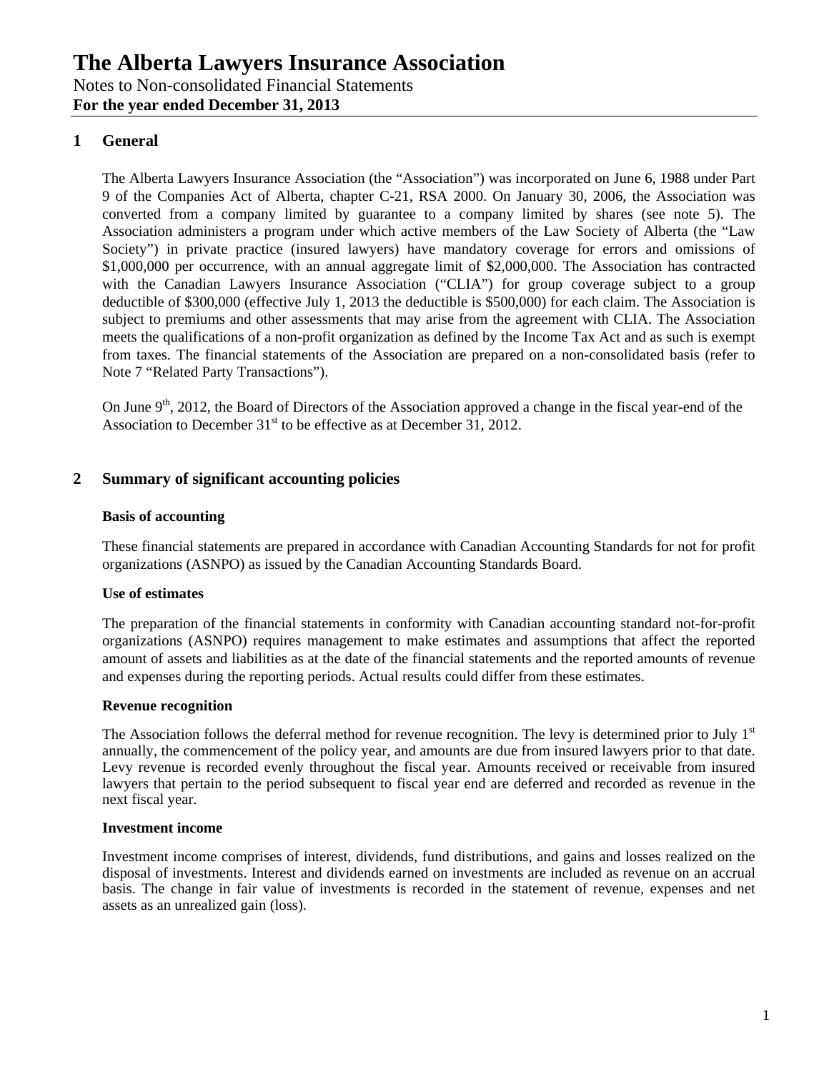# The Alberta Lawyers Insurance Association

Notes to Non-consolidated Financial Statements

**For the year ended December 31, 2013**

## 1 General

The Alberta Lawyers Insurance Association (the "Association") was incorporated on June 6, 1988 under Part 9 of the Companies Act of Alberta, chapter C-21, RSA 2000. On January 30, 2006, the Association was converted from a company limited by guarantee to a company limited by shares (see note 5). The Association administers a program under which active members of the Law Society of Alberta (the "Law Society") in private practice (insured lawyers) have mandatory coverage for errors and omissions of $1,000,000 per occurrence, with an annual aggregate limit of $2,000,000. The Association has contracted with the Canadian Lawyers Insurance Association ("CLIA") for group coverage subject to a group deductible of $300,000 (effective July 1, 2013 the deductible is $500,000) for each claim. The Association is subject to premiums and other assessments that may arise from the agreement with CLIA. The Association meets the qualifications of a non-profit organization as defined by the Income Tax Act and as such is exempt from taxes. The financial statements of the Association are prepared on a non-consolidated basis (refer to Note 7 "Related Party Transactions").

On June 9th, 2012, the Board of Directors of the Association approved a change in the fiscal year-end of the Association to December 31st to be effective as at December 31, 2012.

## 2 Summary of significant accounting policies

### Basis of accounting

These financial statements are prepared in accordance with Canadian Accounting Standards for not for profit organizations (ASNPO) as issued by the Canadian Accounting Standards Board.

### Use of estimates

The preparation of the financial statements in conformity with Canadian accounting standard not-for-profit organizations (ASNPO) requires management to make estimates and assumptions that affect the reported amount of assets and liabilities as at the date of the financial statements and the reported amounts of revenue and expenses during the reporting periods. Actual results could differ from these estimates.

### Revenue recognition

The Association follows the deferral method for revenue recognition. The levy is determined prior to July 1st annually, the commencement of the policy year, and amounts are due from insured lawyers prior to that date. Levy revenue is recorded evenly throughout the fiscal year. Amounts received or receivable from insured lawyers that pertain to the period subsequent to fiscal year end are deferred and recorded as revenue in the next fiscal year.

### Investment income

Investment income comprises of interest, dividends, fund distributions, and gains and losses realized on the disposal of investments. Interest and dividends earned on investments are included as revenue on an accrual basis. The change in fair value of investments is recorded in the statement of revenue, expenses and net assets as an unrealized gain (loss).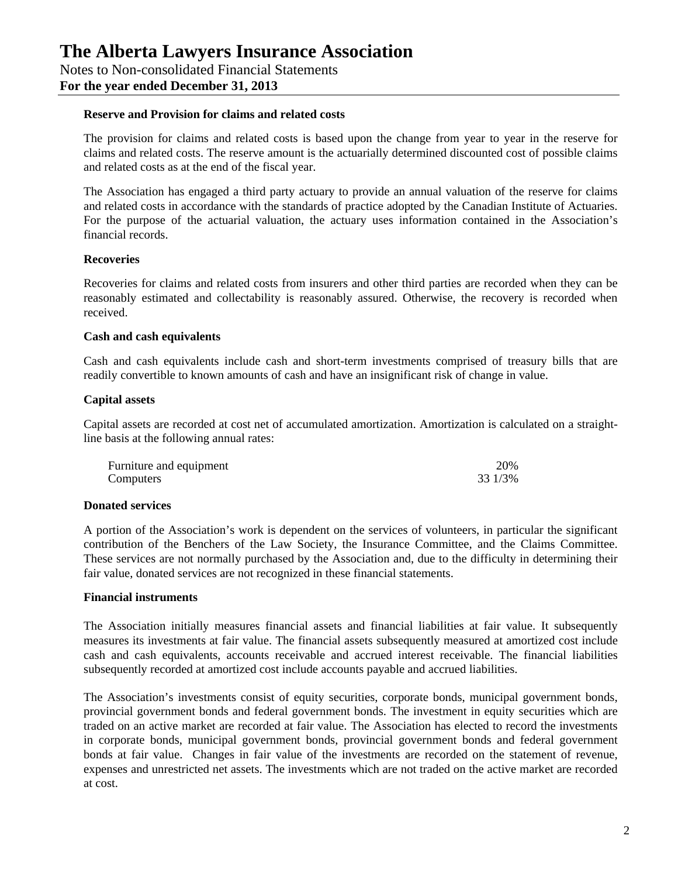### Reserve and Provision for claims and related costs

The provision for claims and related costs is based upon the change from year to year in the reserve for claims and related costs. The reserve amount is the actuarially determined discounted cost of possible claims and related costs as at the end of the fiscal year.

The Association has engaged a third party actuary to provide an annual valuation of the reserve for claims and related costs in accordance with the standards of practice adopted by the Canadian Institute of Actuaries. For the purpose of the actuarial valuation, the actuary uses information contained in the Association's financial records.

### Recoveries

Recoveries for claims and related costs from insurers and other third parties are recorded when they can be reasonably estimated and collectability is reasonably assured. Otherwise, the recovery is recorded when received.

### Cash and cash equivalents

Cash and cash equivalents include cash and short-term investments comprised of treasury bills that are readily convertible to known amounts of cash and have an insignificant risk of change in value.

### Capital assets

Capital assets are recorded at cost net of accumulated amortization. Amortization is calculated on a straight-line basis at the following annual rates:

| | |
|---|---|
| Furniture and equipment | 20% |
| Computers | 33 1/3% |

### Donated services

A portion of the Association's work is dependent on the services of volunteers, in particular the significant contribution of the Benchers of the Law Society, the Insurance Committee, and the Claims Committee. These services are not normally purchased by the Association and, due to the difficulty in determining their fair value, donated services are not recognized in these financial statements.

### Financial instruments

The Association initially measures financial assets and financial liabilities at fair value. It subsequently measures its investments at fair value. The financial assets subsequently measured at amortized cost include cash and cash equivalents, accounts receivable and accrued interest receivable. The financial liabilities subsequently recorded at amortized cost include accounts payable and accrued liabilities.

The Association's investments consist of equity securities, corporate bonds, municipal government bonds, provincial government bonds and federal government bonds. The investment in equity securities which are traded on an active market are recorded at fair value. The Association has elected to record the investments in corporate bonds, municipal government bonds, provincial government bonds and federal government bonds at fair value. Changes in fair value of the investments are recorded on the statement of revenue, expenses and unrestricted net assets. The investments which are not traded on the active market are recorded at cost.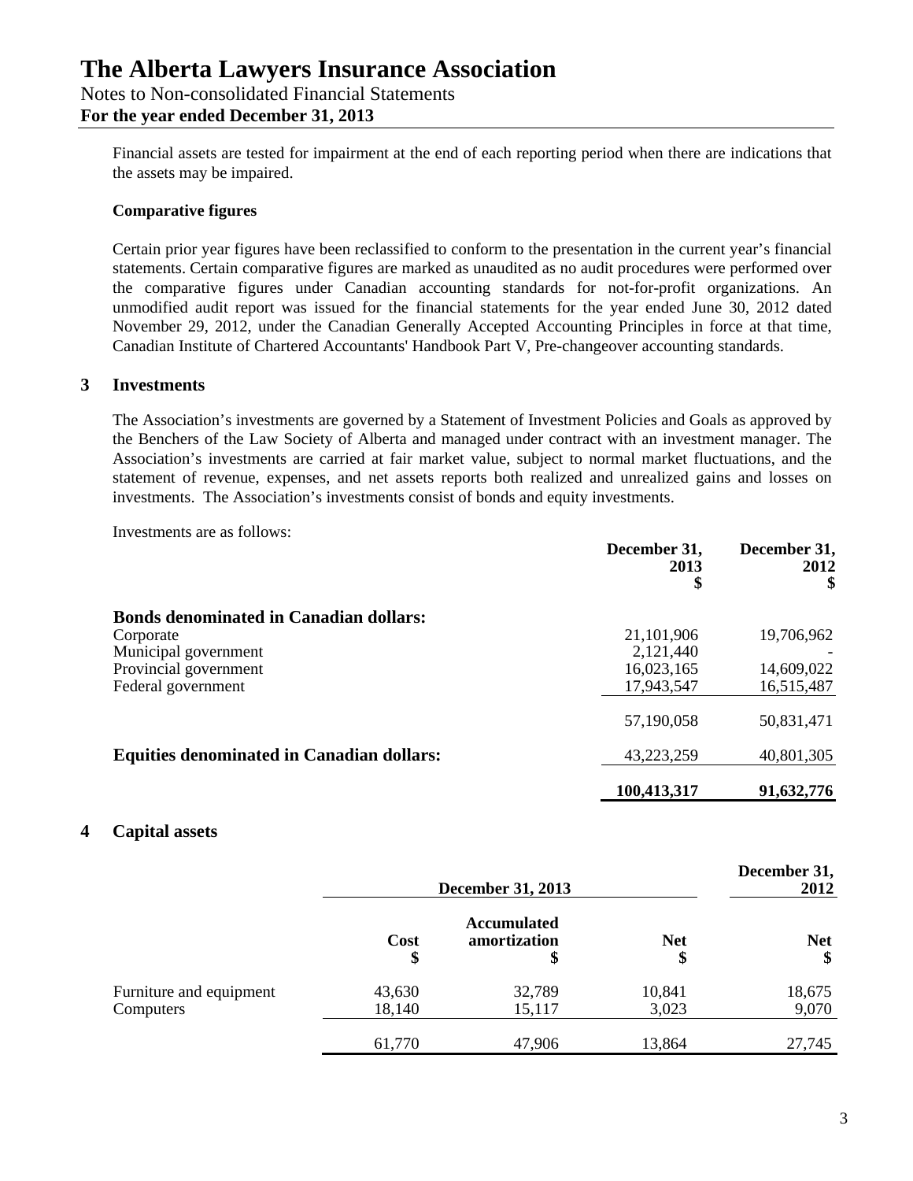Financial assets are tested for impairment at the end of each reporting period when there are indications that the assets may be impaired.

**Comparative figures**

Certain prior year figures have been reclassified to conform to the presentation in the current year's financial statements. Certain comparative figures are marked as unaudited as no audit procedures were performed over the comparative figures under Canadian accounting standards for not-for-profit organizations. An unmodified audit report was issued for the financial statements for the year ended June 30, 2012 dated November 29, 2012, under the Canadian Generally Accepted Accounting Principles in force at that time, Canadian Institute of Chartered Accountants' Handbook Part V, Pre-changeover accounting standards.

## 3 Investments

The Association's investments are governed by a Statement of Investment Policies and Goals as approved by the Benchers of the Law Society of Alberta and managed under contract with an investment manager. The Association's investments are carried at fair market value, subject to normal market fluctuations, and the statement of revenue, expenses, and net assets reports both realized and unrealized gains and losses on investments. The Association's investments consist of bonds and equity investments.

Investments are as follows:

| | December 31, 2013 $ | December 31, 2012 $ |
|---|---|---|
| **Bonds denominated in Canadian dollars:** | | |
| Corporate | 21,101,906 | 19,706,962 |
| Municipal government | 2,121,440 | - |
| Provincial government | 16,023,165 | 14,609,022 |
| Federal government | 17,943,547 | 16,515,487 |
| | 57,190,058 | 50,831,471 |
| **Equities denominated in Canadian dollars:** | 43,223,259 | 40,801,305 |
| | **100,413,317** | **91,632,776** |

## 4 Capital assets

| | December 31, 2013 | | | December 31, 2012 |
|---|---|---|---|---|
| | Cost $ | Accumulated amortization $ | Net $ | Net $ |
| Furniture and equipment | 43,630 | 32,789 | 10,841 | 18,675 |
| Computers | 18,140 | 15,117 | 3,023 | 9,070 |
| | 61,770 | 47,906 | 13,864 | 27,745 |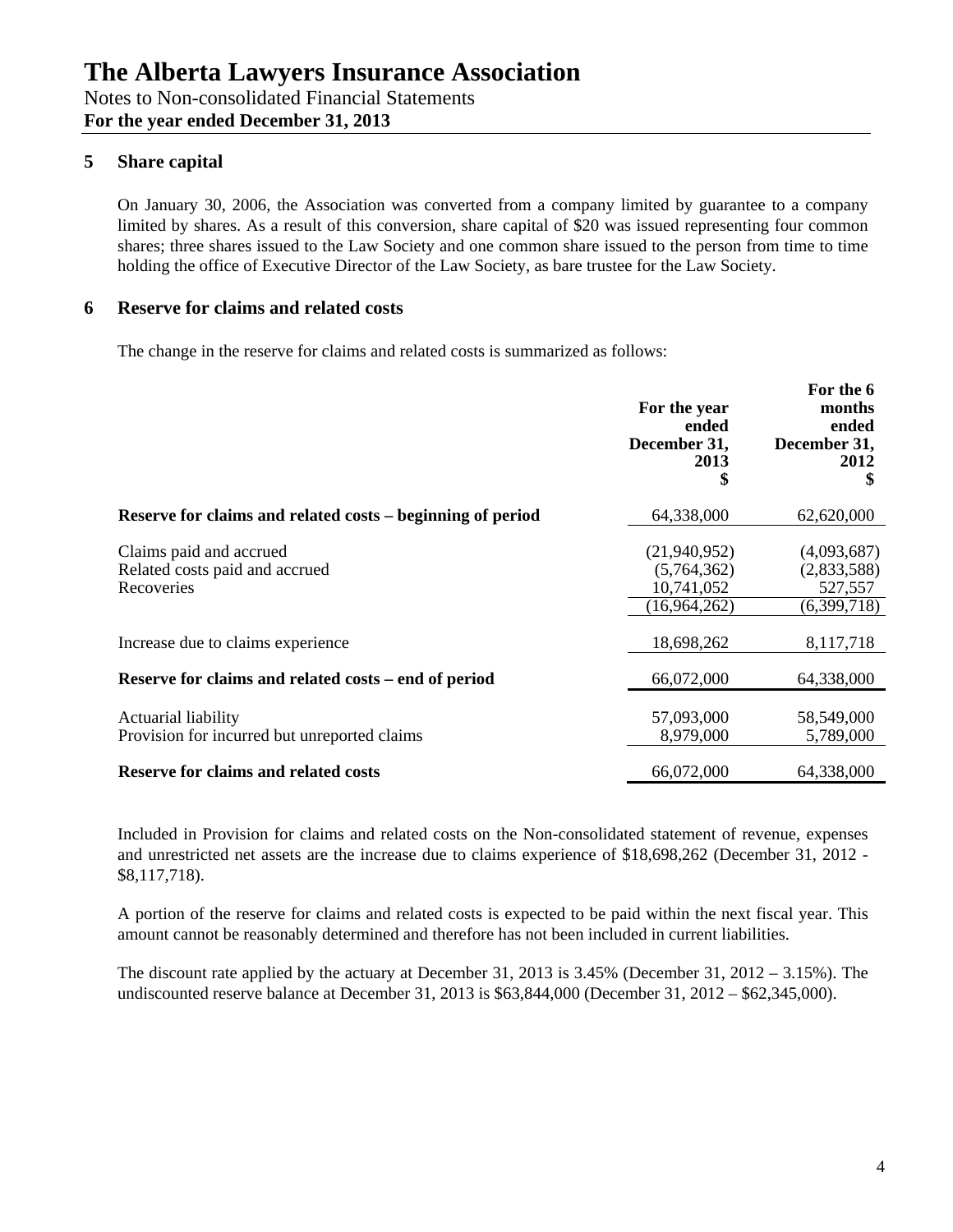# The Alberta Lawyers Insurance Association

Notes to Non-consolidated Financial Statements

**For the year ended December 31, 2013**

## 5 Share capital

On January 30, 2006, the Association was converted from a company limited by guarantee to a company limited by shares. As a result of this conversion, share capital of $20 was issued representing four common shares; three shares issued to the Law Society and one common share issued to the person from time to time holding the office of Executive Director of the Law Society, as bare trustee for the Law Society.

## 6 Reserve for claims and related costs

The change in the reserve for claims and related costs is summarized as follows:

| | For the year ended December 31, 2013 $ | For the 6 months ended December 31, 2012 $ |
|---|---|---|
| **Reserve for claims and related costs – beginning of period** | 64,338,000 | 62,620,000 |
| Claims paid and accrued | (21,940,952) | (4,093,687) |
| Related costs paid and accrued | (5,764,362) | (2,833,588) |
| Recoveries | 10,741,052 | 527,557 |
| | (16,964,262) | (6,399,718) |
| Increase due to claims experience | 18,698,262 | 8,117,718 |
| **Reserve for claims and related costs – end of period** | 66,072,000 | 64,338,000 |
| Actuarial liability | 57,093,000 | 58,549,000 |
| Provision for incurred but unreported claims | 8,979,000 | 5,789,000 |
| **Reserve for claims and related costs** | 66,072,000 | 64,338,000 |

Included in Provision for claims and related costs on the Non-consolidated statement of revenue, expenses and unrestricted net assets are the increase due to claims experience of $18,698,262 (December 31, 2012 - $8,117,718).

A portion of the reserve for claims and related costs is expected to be paid within the next fiscal year. This amount cannot be reasonably determined and therefore has not been included in current liabilities.

The discount rate applied by the actuary at December 31, 2013 is 3.45% (December 31, 2012 – 3.15%). The undiscounted reserve balance at December 31, 2013 is $63,844,000 (December 31, 2012 – $62,345,000).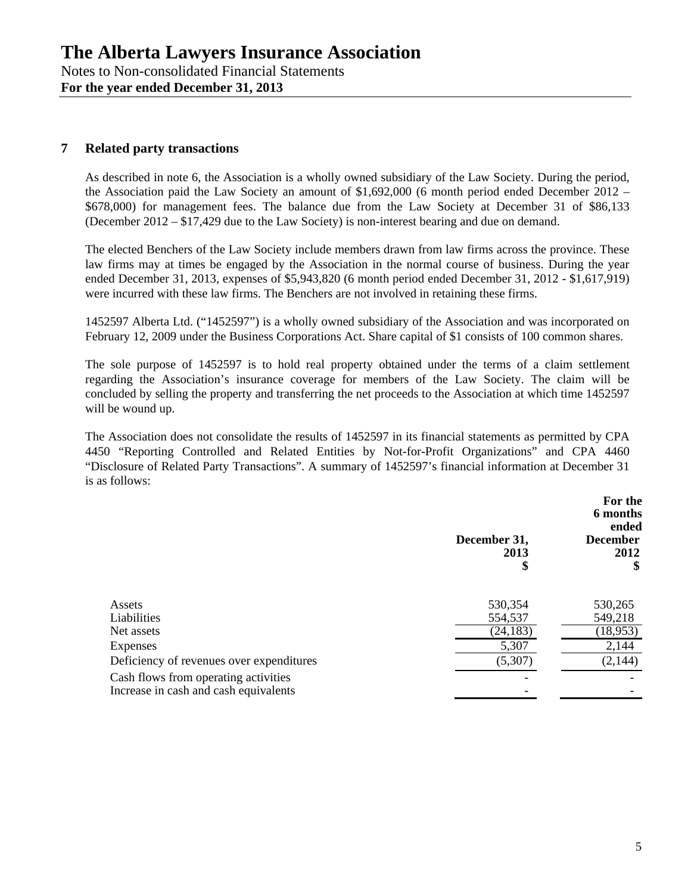# The Alberta Lawyers Insurance Association

Notes to Non-consolidated Financial Statements

**For the year ended December 31, 2013**

## 7 Related party transactions

As described in note 6, the Association is a wholly owned subsidiary of the Law Society. During the period, the Association paid the Law Society an amount of $1,692,000 (6 month period ended December 2012 – $678,000) for management fees. The balance due from the Law Society at December 31 of $86,133 (December 2012 – $17,429 due to the Law Society) is non-interest bearing and due on demand.

The elected Benchers of the Law Society include members drawn from law firms across the province. These law firms may at times be engaged by the Association in the normal course of business. During the year ended December 31, 2013, expenses of $5,943,820 (6 month period ended December 31, 2012 - $1,617,919) were incurred with these law firms. The Benchers are not involved in retaining these firms.

1452597 Alberta Ltd. ("1452597") is a wholly owned subsidiary of the Association and was incorporated on February 12, 2009 under the Business Corporations Act. Share capital of $1 consists of 100 common shares.

The sole purpose of 1452597 is to hold real property obtained under the terms of a claim settlement regarding the Association's insurance coverage for members of the Law Society. The claim will be concluded by selling the property and transferring the net proceeds to the Association at which time 1452597 will be wound up.

The Association does not consolidate the results of 1452597 in its financial statements as permitted by CPA 4450 "Reporting Controlled and Related Entities by Not-for-Profit Organizations" and CPA 4460 "Disclosure of Related Party Transactions". A summary of 1452597's financial information at December 31 is as follows:

| | December 31, 2013 $ | For the 6 months ended December 2012 $ |
|---|---|---|
| Assets | 530,354 | 530,265 |
| Liabilities | 554,537 | 549,218 |
| Net assets | (24,183) | (18,953) |
| Expenses | 5,307 | 2,144 |
| Deficiency of revenues over expenditures | (5,307) | (2,144) |
| Cash flows from operating activities | - | - |
| Increase in cash and cash equivalents | - | - |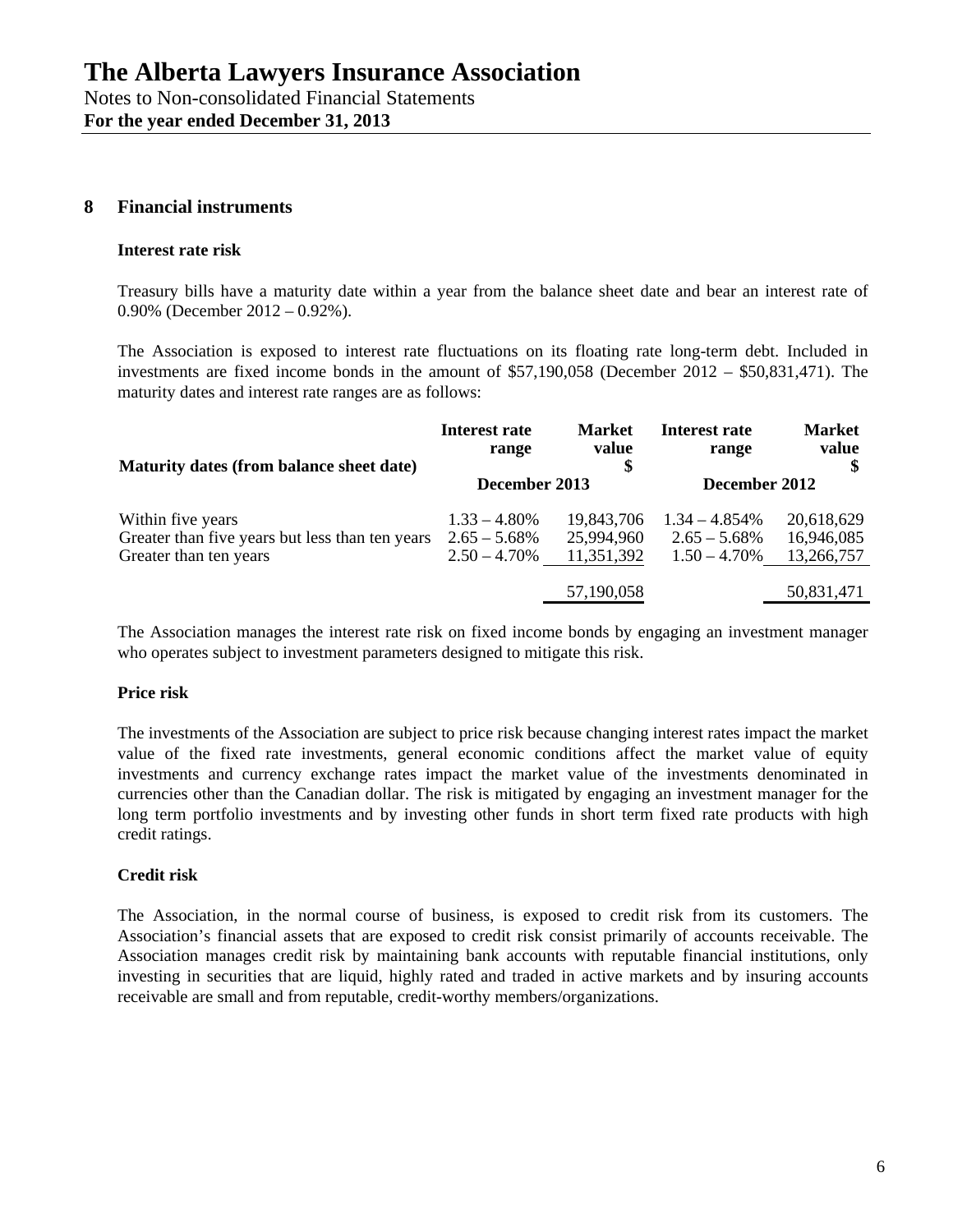# The Alberta Lawyers Insurance Association

Notes to Non-consolidated Financial Statements

**For the year ended December 31, 2013**

## 8 Financial instruments

### Interest rate risk

Treasury bills have a maturity date within a year from the balance sheet date and bear an interest rate of 0.90% (December 2012 – 0.92%).

The Association is exposed to interest rate fluctuations on its floating rate long-term debt. Included in investments are fixed income bonds in the amount of $57,190,058 (December 2012 – $50,831,471). The maturity dates and interest rate ranges are as follows:

| Maturity dates (from balance sheet date) | Interest rate range | Market value $ | Interest rate range | Market value $ |
|---|---|---|---|---|
| | December 2013 | | December 2012 | |
| Within five years | 1.33 – 4.80% | 19,843,706 | 1.34 – 4.854% | 20,618,629 |
| Greater than five years but less than ten years | 2.65 – 5.68% | 25,994,960 | 2.65 – 5.68% | 16,946,085 |
| Greater than ten years | 2.50 – 4.70% | 11,351,392 | 1.50 – 4.70% | 13,266,757 |
| | | 57,190,058 | | 50,831,471 |

The Association manages the interest rate risk on fixed income bonds by engaging an investment manager who operates subject to investment parameters designed to mitigate this risk.

### Price risk

The investments of the Association are subject to price risk because changing interest rates impact the market value of the fixed rate investments, general economic conditions affect the market value of equity investments and currency exchange rates impact the market value of the investments denominated in currencies other than the Canadian dollar. The risk is mitigated by engaging an investment manager for the long term portfolio investments and by investing other funds in short term fixed rate products with high credit ratings.

### Credit risk

The Association, in the normal course of business, is exposed to credit risk from its customers. The Association's financial assets that are exposed to credit risk consist primarily of accounts receivable. The Association manages credit risk by maintaining bank accounts with reputable financial institutions, only investing in securities that are liquid, highly rated and traded in active markets and by insuring accounts receivable are small and from reputable, credit-worthy members/organizations.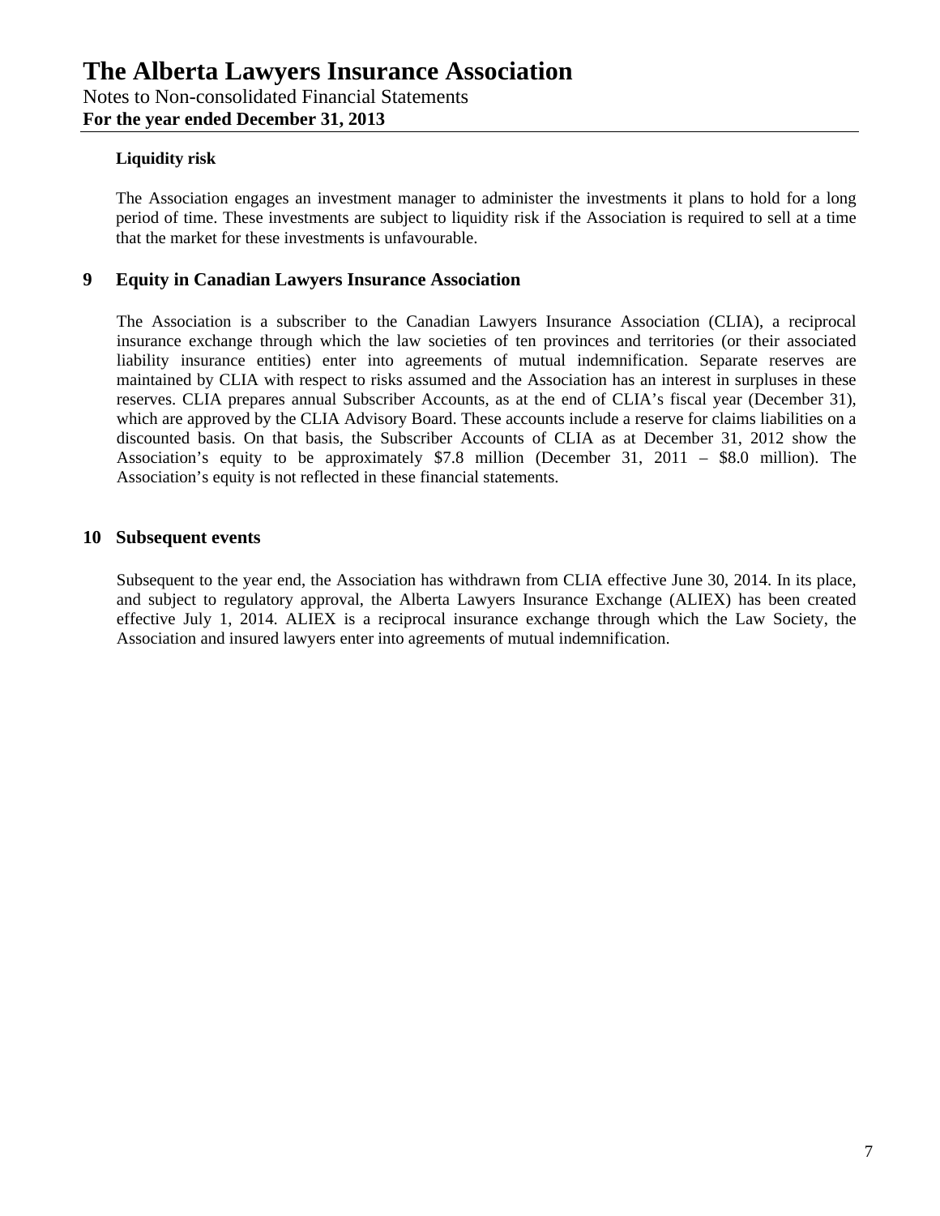### Liquidity risk

The Association engages an investment manager to administer the investments it plans to hold for a long period of time. These investments are subject to liquidity risk if the Association is required to sell at a time that the market for these investments is unfavourable.

## 9 Equity in Canadian Lawyers Insurance Association

The Association is a subscriber to the Canadian Lawyers Insurance Association (CLIA), a reciprocal insurance exchange through which the law societies of ten provinces and territories (or their associated liability insurance entities) enter into agreements of mutual indemnification. Separate reserves are maintained by CLIA with respect to risks assumed and the Association has an interest in surpluses in these reserves. CLIA prepares annual Subscriber Accounts, as at the end of CLIA's fiscal year (December 31), which are approved by the CLIA Advisory Board. These accounts include a reserve for claims liabilities on a discounted basis. On that basis, the Subscriber Accounts of CLIA as at December 31, 2012 show the Association's equity to be approximately $7.8 million (December 31, 2011 – $8.0 million). The Association's equity is not reflected in these financial statements.

## 10 Subsequent events

Subsequent to the year end, the Association has withdrawn from CLIA effective June 30, 2014. In its place, and subject to regulatory approval, the Alberta Lawyers Insurance Exchange (ALIEX) has been created effective July 1, 2014. ALIEX is a reciprocal insurance exchange through which the Law Society, the Association and insured lawyers enter into agreements of mutual indemnification.